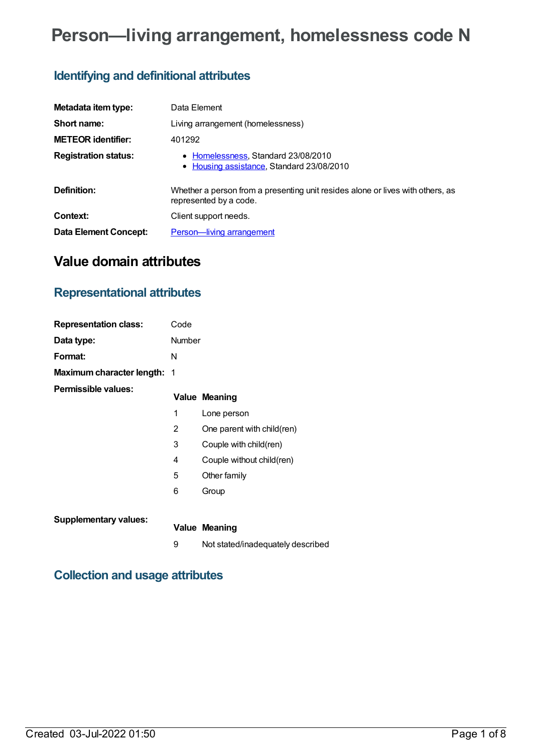# Person—living arrangement, homelessness code N

## Identifying and definitional attributes

| | |
|---|---|
| **Metadata item type:** | Data Element |
| **Short name:** | Living arrangement (homelessness) |
| **METEOR identifier:** | 401292 |
| **Registration status:** | • Homelessness, Standard 23/08/2010<br>• Housing assistance, Standard 23/08/2010 |
| **Definition:** | Whether a person from a presenting unit resides alone or lives with others, as represented by a code. |
| **Context:** | Client support needs. |
| **Data Element Concept:** | Person—living arrangement |

# Value domain attributes

## Representational attributes

| | |
|---|---|
| **Representation class:** | Code |
| **Data type:** | Number |
| **Format:** | N |
| **Maximum character length:** | 1 |

**Permissible values:**

| Value | Meaning |
|---|---|
| 1 | Lone person |
| 2 | One parent with child(ren) |
| 3 | Couple with child(ren) |
| 4 | Couple without child(ren) |
| 5 | Other family |
| 6 | Group |

**Supplementary values:**

| Value | Meaning |
|---|---|
| 9 | Not stated/inadequately described |

## Collection and usage attributes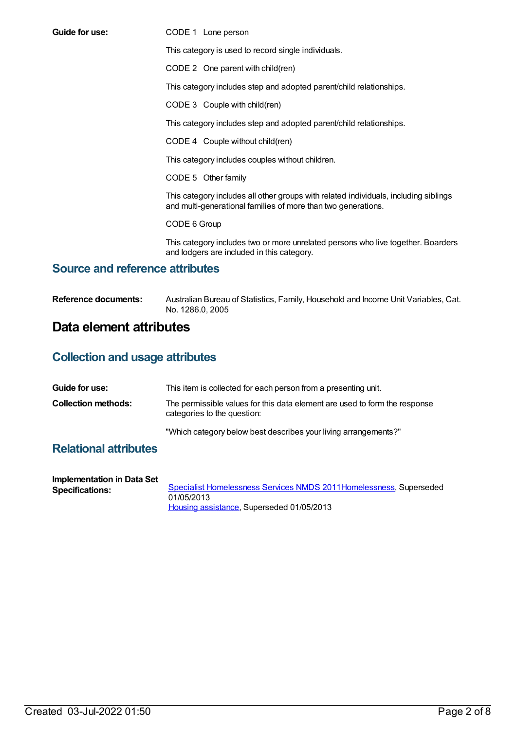**Guide for use:** CODE 1 Lone person

This category is used to record single individuals.

CODE 2 One parent with child(ren)

This category includes step and adopted parent/child relationships.

CODE 3 Couple with child(ren)

This category includes step and adopted parent/child relationships.

CODE 4 Couple without child(ren)

This category includes couples without children.

CODE 5 Other family

This category includes all other groups with related individuals, including siblings and multi-generational families of more than two generations.

CODE 6 Group

This category includes two or more unrelated persons who live together. Boarders and lodgers are included in this category.

## Source and reference attributes

**Reference documents:** Australian Bureau of Statistics, Family, Household and Income Unit Variables, Cat. No. 1286.0, 2005

# Data element attributes

## Collection and usage attributes

**Guide for use:** This item is collected for each person from a presenting unit.

**Collection methods:** The permissible values for this data element are used to form the response categories to the question:

"Which category below best describes your living arrangements?"

## Relational attributes

**Implementation in Data Set Specifications:** Specialist Homelessness Services NMDS 2011Homelessness, Superseded 01/05/2013
Housing assistance, Superseded 01/05/2013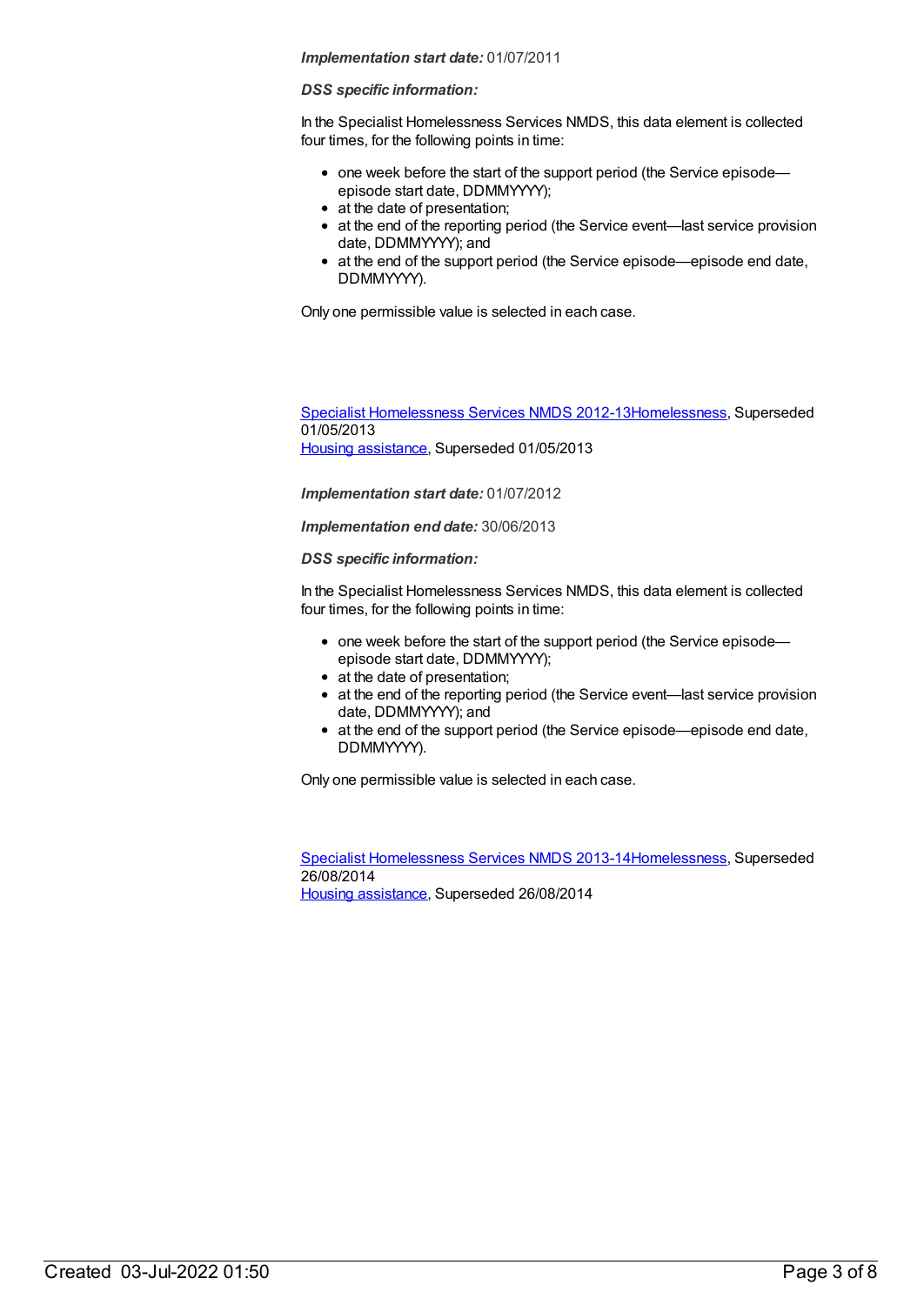***Implementation start date:*** 01/07/2011

***DSS specific information:***

In the Specialist Homelessness Services NMDS, this data element is collected four times, for the following points in time:

- one week before the start of the support period (the Service episode—episode start date, DDMMYYYY);
- at the date of presentation;
- at the end of the reporting period (the Service event—last service provision date, DDMMYYYY); and
- at the end of the support period (the Service episode—episode end date, DDMMYYYY).

Only one permissible value is selected in each case.

Specialist Homelessness Services NMDS 2012-13Homelessness, Superseded 01/05/2013
Housing assistance, Superseded 01/05/2013

***Implementation start date:*** 01/07/2012

***Implementation end date:*** 30/06/2013

***DSS specific information:***

In the Specialist Homelessness Services NMDS, this data element is collected four times, for the following points in time:

- one week before the start of the support period (the Service episode—episode start date, DDMMYYYY);
- at the date of presentation;
- at the end of the reporting period (the Service event—last service provision date, DDMMYYYY); and
- at the end of the support period (the Service episode—episode end date, DDMMYYYY).

Only one permissible value is selected in each case.

Specialist Homelessness Services NMDS 2013-14Homelessness, Superseded 26/08/2014
Housing assistance, Superseded 26/08/2014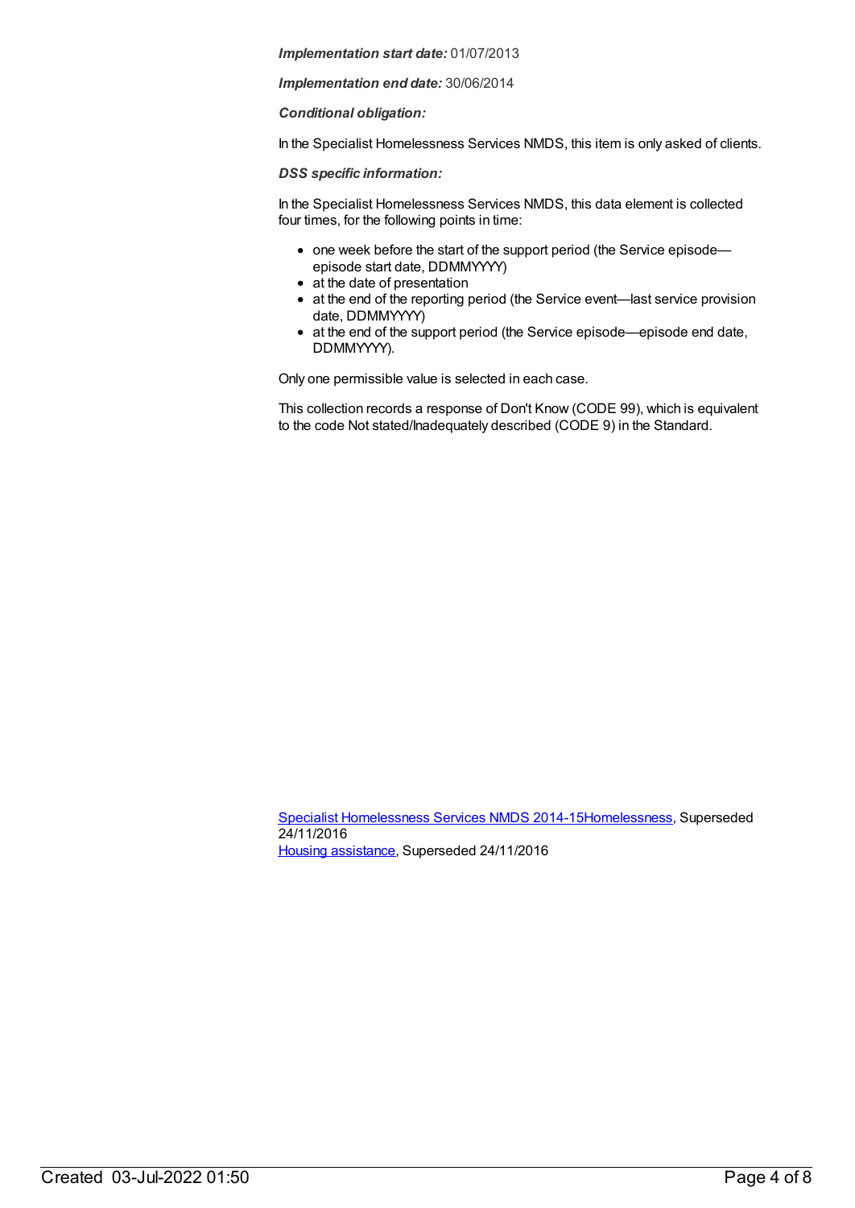*Implementation start date:* 01/07/2013

*Implementation end date:* 30/06/2014

*Conditional obligation:*

In the Specialist Homelessness Services NMDS, this item is only asked of clients.

*DSS specific information:*

In the Specialist Homelessness Services NMDS, this data element is collected four times, for the following points in time:

- one week before the start of the support period (the Service episode—episode start date, DDMMYYYY)
- at the date of presentation
- at the end of the reporting period (the Service event—last service provision date, DDMMYYYY)
- at the end of the support period (the Service episode—episode end date, DDMMYYYY).

Only one permissible value is selected in each case.

This collection records a response of Don't Know (CODE 99), which is equivalent to the code Not stated/Inadequately described (CODE 9) in the Standard.

Specialist Homelessness Services NMDS 2014-15Homelessness, Superseded 24/11/2016
Housing assistance, Superseded 24/11/2016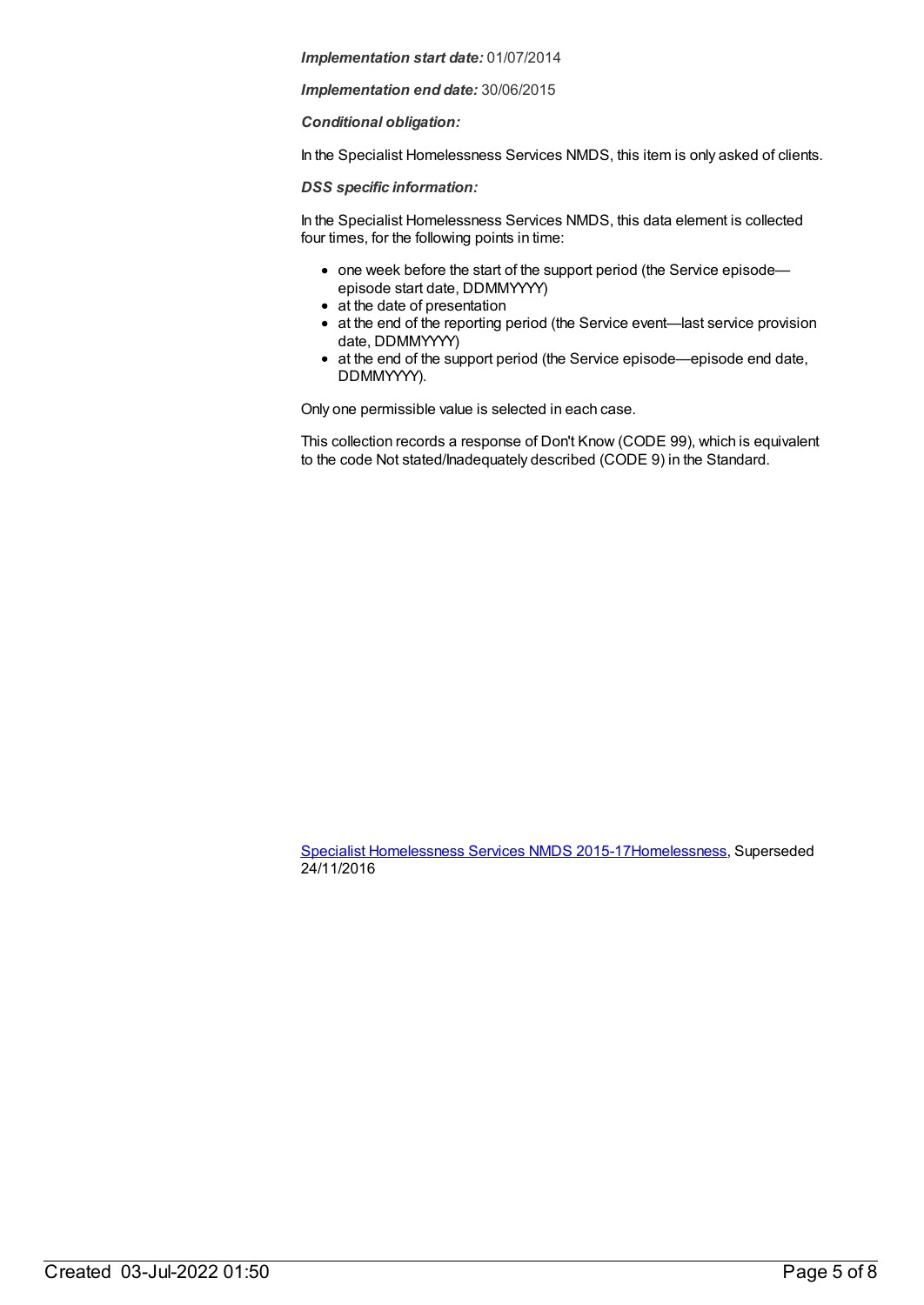***Implementation start date:*** 01/07/2014

***Implementation end date:*** 30/06/2015

***Conditional obligation:***

In the Specialist Homelessness Services NMDS, this item is only asked of clients.

***DSS specific information:***

In the Specialist Homelessness Services NMDS, this data element is collected four times, for the following points in time:

- one week before the start of the support period (the Service episode—episode start date, DDMMYYYY)
- at the date of presentation
- at the end of the reporting period (the Service event—last service provision date, DDMMYYYY)
- at the end of the support period (the Service episode—episode end date, DDMMYYYY).

Only one permissible value is selected in each case.

This collection records a response of Don't Know (CODE 99), which is equivalent to the code Not stated/Inadequately described (CODE 9) in the Standard.

Specialist Homelessness Services NMDS 2015-17Homelessness, Superseded 24/11/2016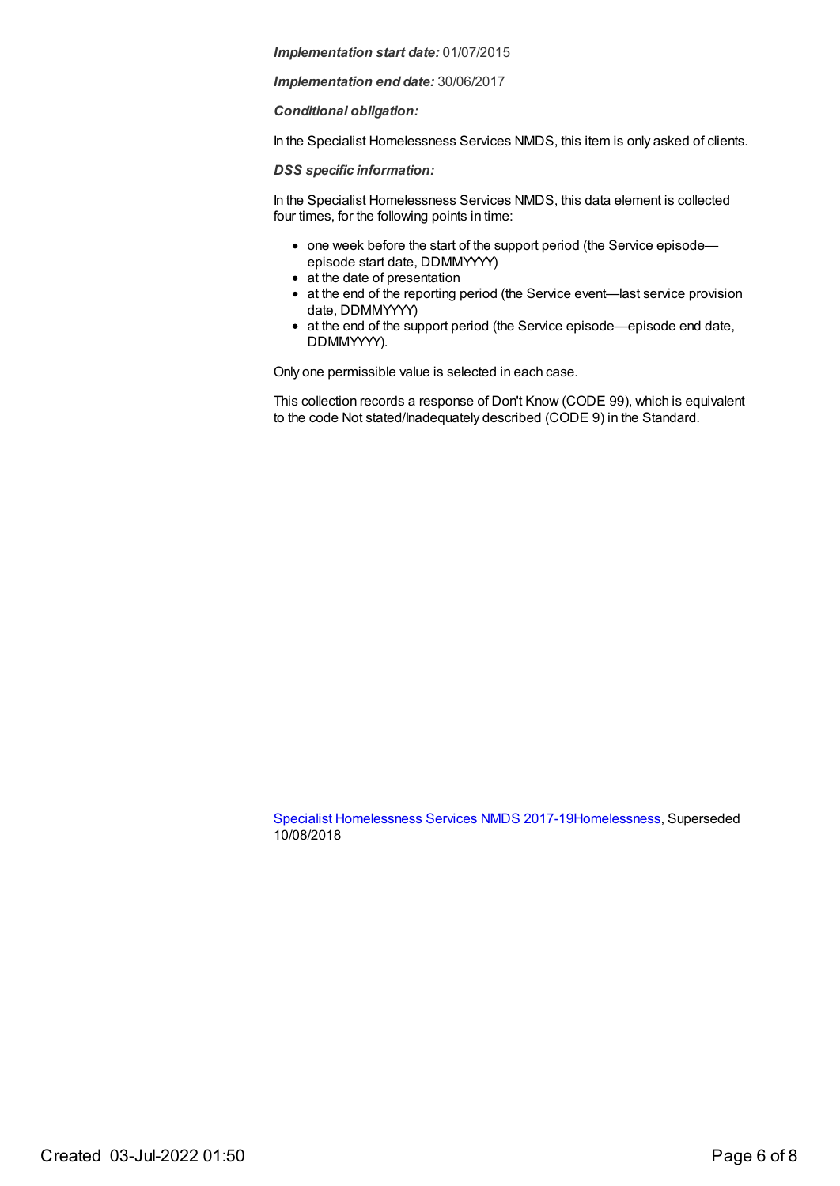***Implementation start date:*** 01/07/2015

***Implementation end date:*** 30/06/2017

***Conditional obligation:***

In the Specialist Homelessness Services NMDS, this item is only asked of clients.

***DSS specific information:***

In the Specialist Homelessness Services NMDS, this data element is collected four times, for the following points in time:

- one week before the start of the support period (the Service episode—episode start date, DDMMYYYY)
- at the date of presentation
- at the end of the reporting period (the Service event—last service provision date, DDMMYYYY)
- at the end of the support period (the Service episode—episode end date, DDMMYYYY).

Only one permissible value is selected in each case.

This collection records a response of Don't Know (CODE 99), which is equivalent to the code Not stated/Inadequately described (CODE 9) in the Standard.

Specialist Homelessness Services NMDS 2017-19Homelessness, Superseded 10/08/2018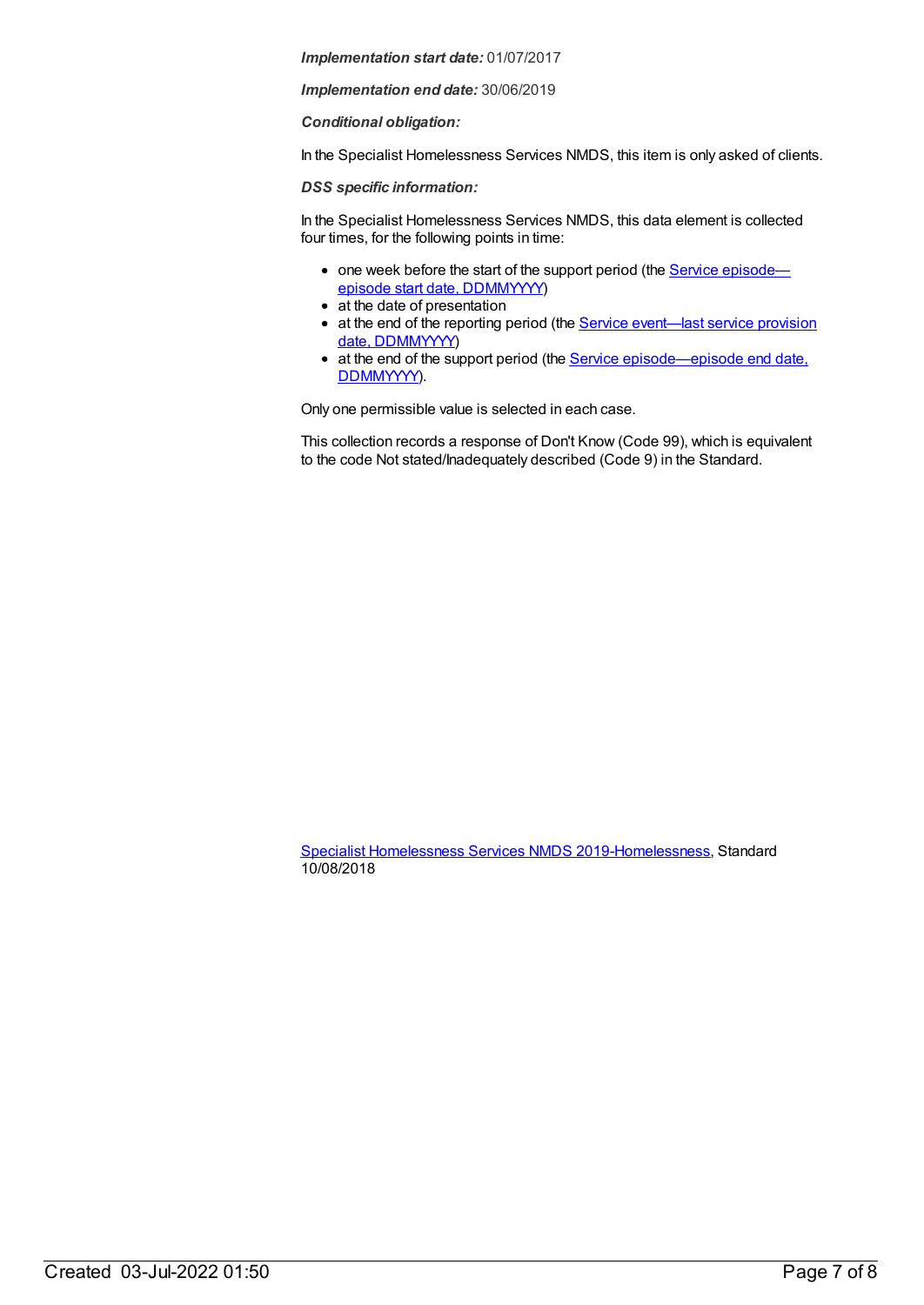***Implementation start date:*** 01/07/2017

***Implementation end date:*** 30/06/2019

***Conditional obligation:***

In the Specialist Homelessness Services NMDS, this item is only asked of clients.

***DSS specific information:***

In the Specialist Homelessness Services NMDS, this data element is collected four times, for the following points in time:

- one week before the start of the support period (the Service episode—episode start date, DDMMYYYY)
- at the date of presentation
- at the end of the reporting period (the Service event—last service provision date, DDMMYYYY)
- at the end of the support period (the Service episode—episode end date, DDMMYYYY).

Only one permissible value is selected in each case.

This collection records a response of Don't Know (Code 99), which is equivalent to the code Not stated/Inadequately described (Code 9) in the Standard.

Specialist Homelessness Services NMDS 2019-Homelessness, Standard 10/08/2018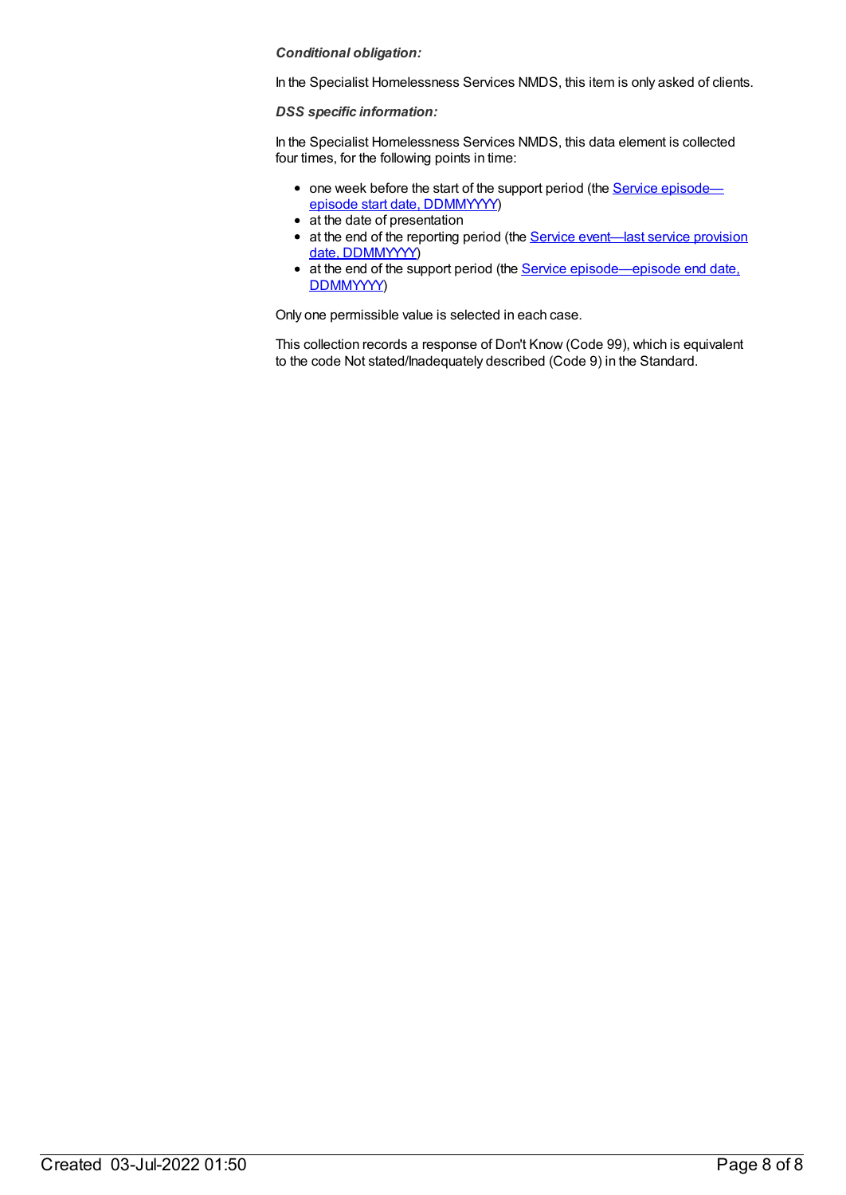***Conditional obligation:***

In the Specialist Homelessness Services NMDS, this item is only asked of clients.

***DSS specific information:***

In the Specialist Homelessness Services NMDS, this data element is collected four times, for the following points in time:

- one week before the start of the support period (the Service episode—episode start date, DDMMYYYY)
- at the date of presentation
- at the end of the reporting period (the Service event—last service provision date, DDMMYYYY)
- at the end of the support period (the Service episode—episode end date, DDMMYYYY)

Only one permissible value is selected in each case.

This collection records a response of Don't Know (Code 99), which is equivalent to the code Not stated/Inadequately described (Code 9) in the Standard.